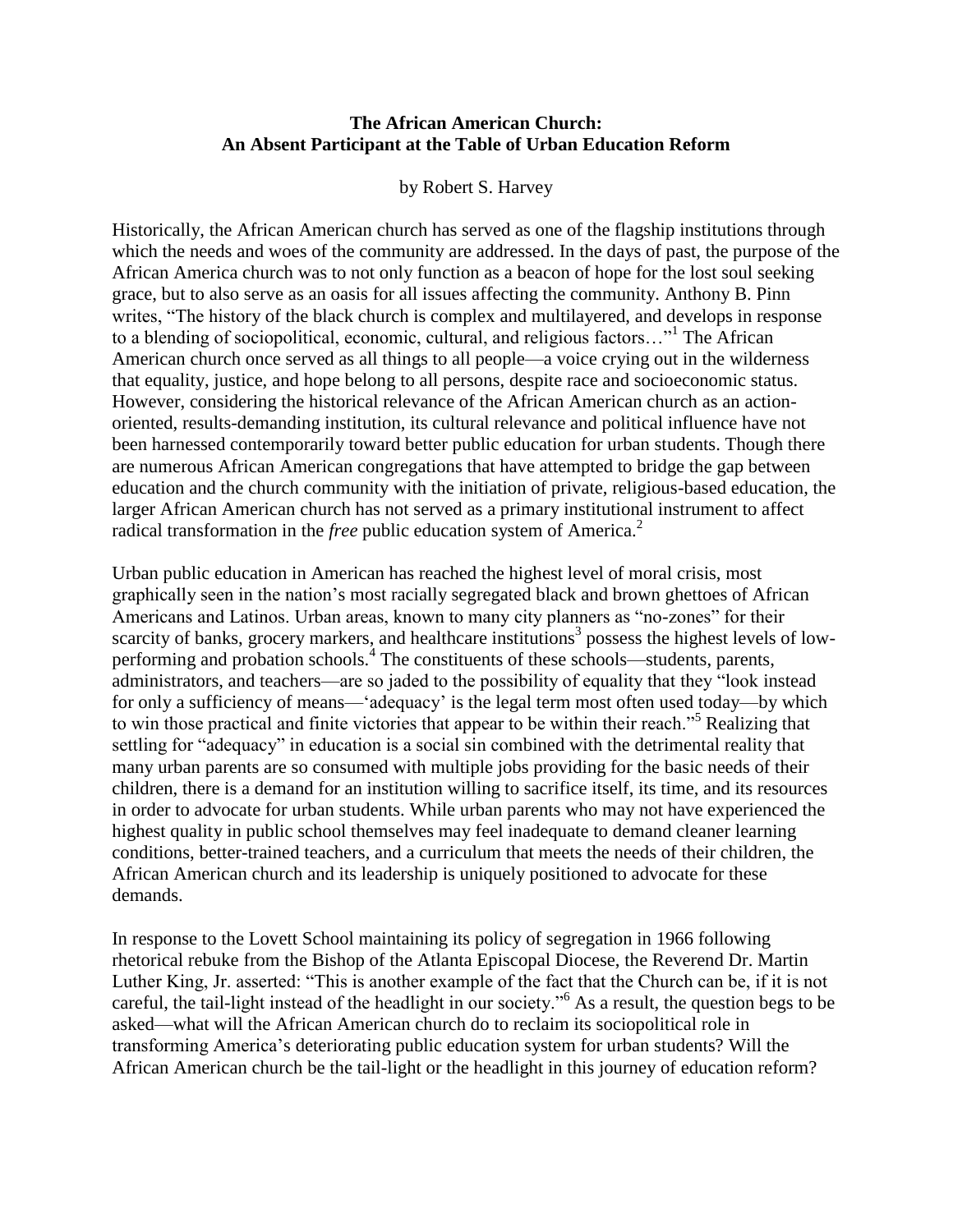# The African American Church: An Absent Participant at the Table of Urban Education Reform

by Robert S. Harvey

Historically, the African American church has served as one of the flagship institutions through which the needs and woes of the community are addressed. In the days of past, the purpose of the African America church was to not only function as a beacon of hope for the lost soul seeking grace, but to also serve as an oasis for all issues affecting the community. Anthony B. Pinn writes, "The history of the black church is complex and multilayered, and develops in response to a blending of sociopolitical, economic, cultural, and religious factors…"[1] The African American church once served as all things to all people—a voice crying out in the wilderness that equality, justice, and hope belong to all persons, despite race and socioeconomic status. However, considering the historical relevance of the African American church as an action-oriented, results-demanding institution, its cultural relevance and political influence have not been harnessed contemporarily toward better public education for urban students. Though there are numerous African American congregations that have attempted to bridge the gap between education and the church community with the initiation of private, religious-based education, the larger African American church has not served as a primary institutional instrument to affect radical transformation in the *free* public education system of America.[2]

Urban public education in American has reached the highest level of moral crisis, most graphically seen in the nation's most racially segregated black and brown ghettoes of African Americans and Latinos. Urban areas, known to many city planners as "no-zones" for their scarcity of banks, grocery markers, and healthcare institutions[3] possess the highest levels of low-performing and probation schools.[4] The constituents of these schools—students, parents, administrators, and teachers—are so jaded to the possibility of equality that they "look instead for only a sufficiency of means—'adequacy' is the legal term most often used today—by which to win those practical and finite victories that appear to be within their reach."[5] Realizing that settling for "adequacy" in education is a social sin combined with the detrimental reality that many urban parents are so consumed with multiple jobs providing for the basic needs of their children, there is a demand for an institution willing to sacrifice itself, its time, and its resources in order to advocate for urban students. While urban parents who may not have experienced the highest quality in public school themselves may feel inadequate to demand cleaner learning conditions, better-trained teachers, and a curriculum that meets the needs of their children, the African American church and its leadership is uniquely positioned to advocate for these demands.

In response to the Lovett School maintaining its policy of segregation in 1966 following rhetorical rebuke from the Bishop of the Atlanta Episcopal Diocese, the Reverend Dr. Martin Luther King, Jr. asserted: "This is another example of the fact that the Church can be, if it is not careful, the tail-light instead of the headlight in our society."[6] As a result, the question begs to be asked—what will the African American church do to reclaim its sociopolitical role in transforming America's deteriorating public education system for urban students? Will the African American church be the tail-light or the headlight in this journey of education reform?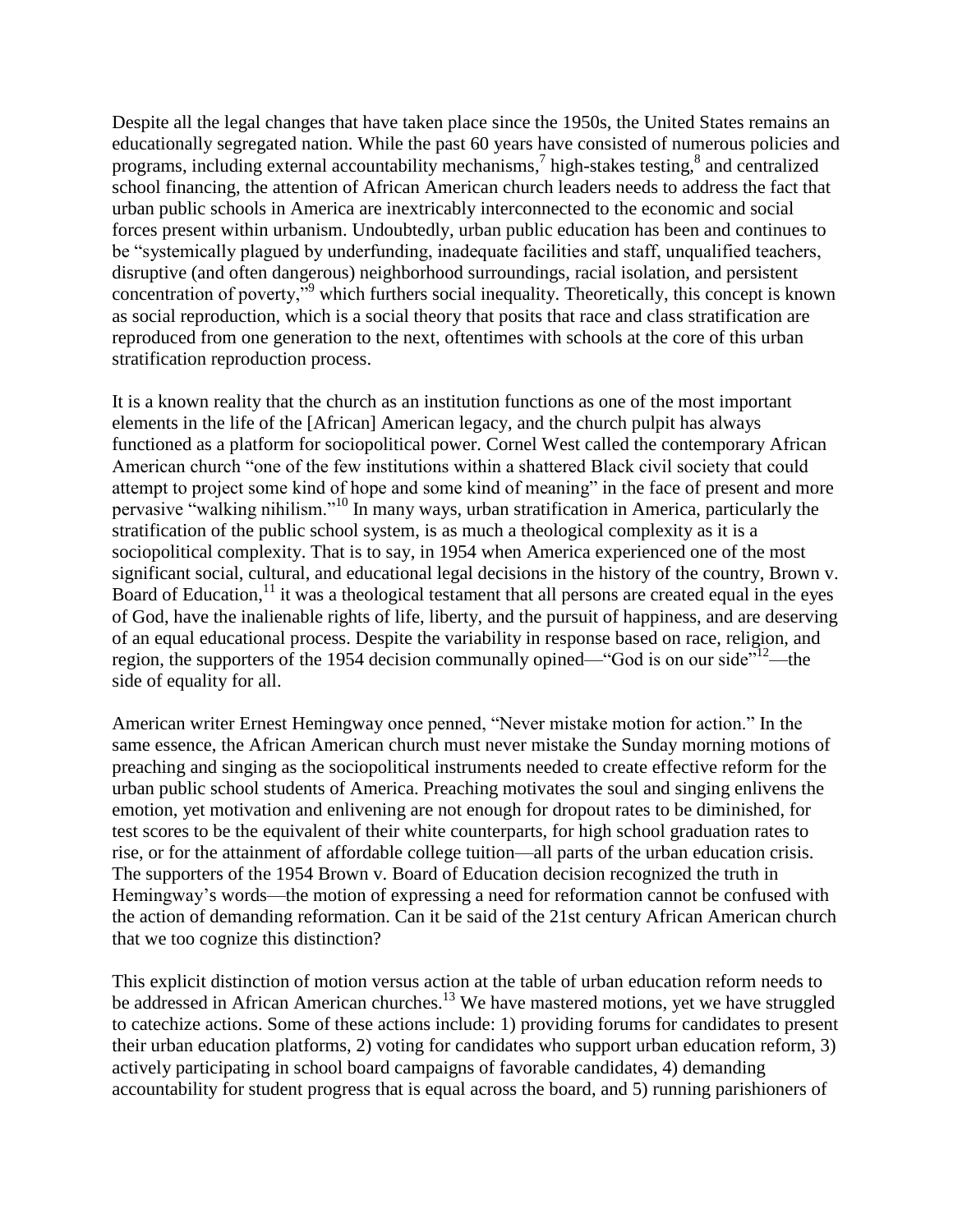Despite all the legal changes that have taken place since the 1950s, the United States remains an educationally segregated nation. While the past 60 years have consisted of numerous policies and programs, including external accountability mechanisms,[7] high-stakes testing,[8] and centralized school financing, the attention of African American church leaders needs to address the fact that urban public schools in America are inextricably interconnected to the economic and social forces present within urbanism. Undoubtedly, urban public education has been and continues to be "systemically plagued by underfunding, inadequate facilities and staff, unqualified teachers, disruptive (and often dangerous) neighborhood surroundings, racial isolation, and persistent concentration of poverty,"[9] which furthers social inequality. Theoretically, this concept is known as social reproduction, which is a social theory that posits that race and class stratification are reproduced from one generation to the next, oftentimes with schools at the core of this urban stratification reproduction process.

It is a known reality that the church as an institution functions as one of the most important elements in the life of the [African] American legacy, and the church pulpit has always functioned as a platform for sociopolitical power. Cornel West called the contemporary African American church "one of the few institutions within a shattered Black civil society that could attempt to project some kind of hope and some kind of meaning" in the face of present and more pervasive "walking nihilism."[10] In many ways, urban stratification in America, particularly the stratification of the public school system, is as much a theological complexity as it is a sociopolitical complexity. That is to say, in 1954 when America experienced one of the most significant social, cultural, and educational legal decisions in the history of the country, Brown v. Board of Education,[11] it was a theological testament that all persons are created equal in the eyes of God, have the inalienable rights of life, liberty, and the pursuit of happiness, and are deserving of an equal educational process. Despite the variability in response based on race, religion, and region, the supporters of the 1954 decision communally opined—"God is on our side"[12]—the side of equality for all.

American writer Ernest Hemingway once penned, "Never mistake motion for action." In the same essence, the African American church must never mistake the Sunday morning motions of preaching and singing as the sociopolitical instruments needed to create effective reform for the urban public school students of America. Preaching motivates the soul and singing enlivens the emotion, yet motivation and enlivening are not enough for dropout rates to be diminished, for test scores to be the equivalent of their white counterparts, for high school graduation rates to rise, or for the attainment of affordable college tuition—all parts of the urban education crisis. The supporters of the 1954 Brown v. Board of Education decision recognized the truth in Hemingway's words—the motion of expressing a need for reformation cannot be confused with the action of demanding reformation. Can it be said of the 21st century African American church that we too cognize this distinction?

This explicit distinction of motion versus action at the table of urban education reform needs to be addressed in African American churches.[13] We have mastered motions, yet we have struggled to catechize actions. Some of these actions include: 1) providing forums for candidates to present their urban education platforms, 2) voting for candidates who support urban education reform, 3) actively participating in school board campaigns of favorable candidates, 4) demanding accountability for student progress that is equal across the board, and 5) running parishioners of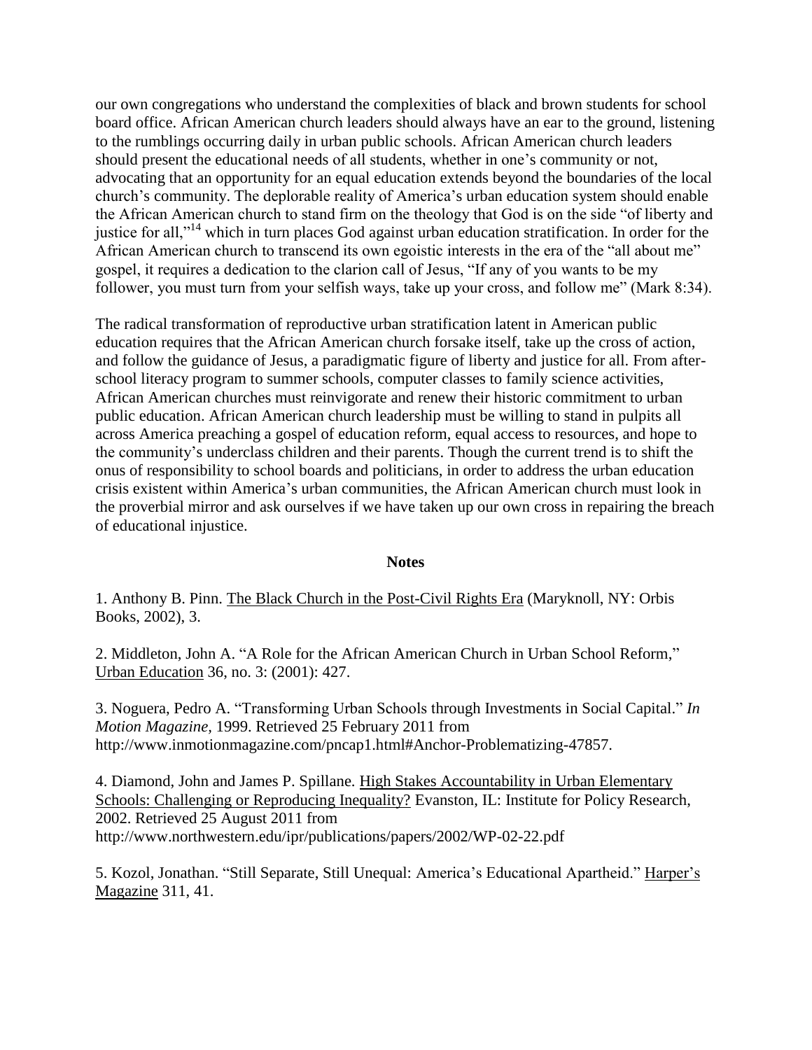our own congregations who understand the complexities of black and brown students for school board office. African American church leaders should always have an ear to the ground, listening to the rumblings occurring daily in urban public schools. African American church leaders should present the educational needs of all students, whether in one's community or not, advocating that an opportunity for an equal education extends beyond the boundaries of the local church's community. The deplorable reality of America's urban education system should enable the African American church to stand firm on the theology that God is on the side "of liberty and justice for all,"[14] which in turn places God against urban education stratification. In order for the African American church to transcend its own egoistic interests in the era of the "all about me" gospel, it requires a dedication to the clarion call of Jesus, "If any of you wants to be my follower, you must turn from your selfish ways, take up your cross, and follow me" (Mark 8:34).

The radical transformation of reproductive urban stratification latent in American public education requires that the African American church forsake itself, take up the cross of action, and follow the guidance of Jesus, a paradigmatic figure of liberty and justice for all. From after-school literacy program to summer schools, computer classes to family science activities, African American churches must reinvigorate and renew their historic commitment to urban public education. African American church leadership must be willing to stand in pulpits all across America preaching a gospel of education reform, equal access to resources, and hope to the community's underclass children and their parents. Though the current trend is to shift the onus of responsibility to school boards and politicians, in order to address the urban education crisis existent within America's urban communities, the African American church must look in the proverbial mirror and ask ourselves if we have taken up our own cross in repairing the breach of educational injustice.

**Notes**

1. Anthony B. Pinn. The Black Church in the Post-Civil Rights Era (Maryknoll, NY: Orbis Books, 2002), 3.

2. Middleton, John A. "A Role for the African American Church in Urban School Reform," Urban Education 36, no. 3: (2001): 427.

3. Noguera, Pedro A. "Transforming Urban Schools through Investments in Social Capital." *In Motion Magazine*, 1999. Retrieved 25 February 2011 from http://www.inmotionmagazine.com/pncap1.html#Anchor-Problematizing-47857.

4. Diamond, John and James P. Spillane. High Stakes Accountability in Urban Elementary Schools: Challenging or Reproducing Inequality? Evanston, IL: Institute for Policy Research, 2002. Retrieved 25 August 2011 from http://www.northwestern.edu/ipr/publications/papers/2002/WP-02-22.pdf

5. Kozol, Jonathan. "Still Separate, Still Unequal: America's Educational Apartheid." Harper's Magazine 311, 41.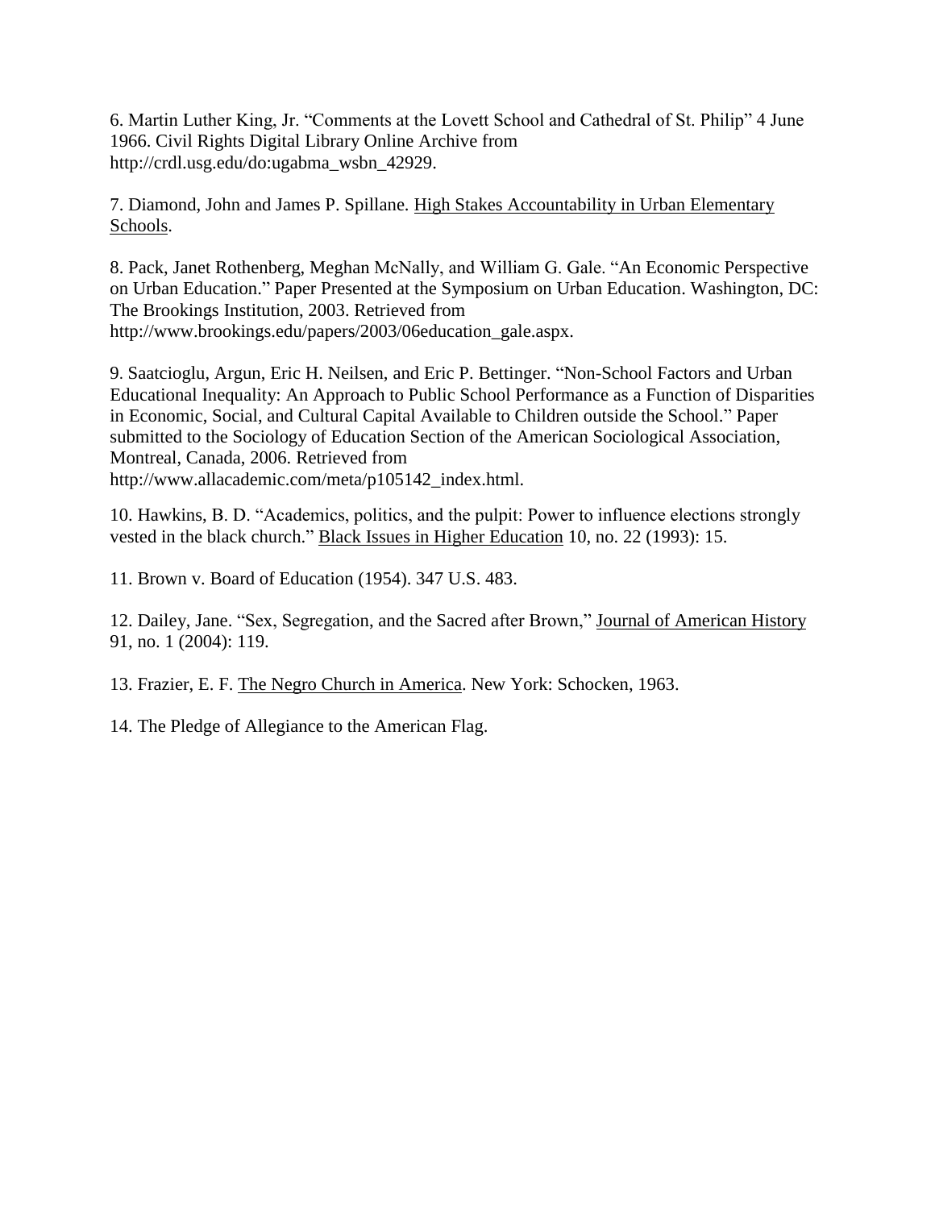6. Martin Luther King, Jr. "Comments at the Lovett School and Cathedral of St. Philip" 4 June 1966. Civil Rights Digital Library Online Archive from http://crdl.usg.edu/do:ugabma_wsbn_42929.

7. Diamond, John and James P. Spillane. High Stakes Accountability in Urban Elementary Schools.

8. Pack, Janet Rothenberg, Meghan McNally, and William G. Gale. "An Economic Perspective on Urban Education." Paper Presented at the Symposium on Urban Education. Washington, DC: The Brookings Institution, 2003. Retrieved from http://www.brookings.edu/papers/2003/06education_gale.aspx.

9. Saatcioglu, Argun, Eric H. Neilsen, and Eric P. Bettinger. "Non-School Factors and Urban Educational Inequality: An Approach to Public School Performance as a Function of Disparities in Economic, Social, and Cultural Capital Available to Children outside the School." Paper submitted to the Sociology of Education Section of the American Sociological Association, Montreal, Canada, 2006. Retrieved from http://www.allacademic.com/meta/p105142_index.html.

10. Hawkins, B. D. "Academics, politics, and the pulpit: Power to influence elections strongly vested in the black church." Black Issues in Higher Education 10, no. 22 (1993): 15.

11. Brown v. Board of Education (1954). 347 U.S. 483.

12. Dailey, Jane. "Sex, Segregation, and the Sacred after Brown," Journal of American History 91, no. 1 (2004): 119.

13. Frazier, E. F. The Negro Church in America. New York: Schocken, 1963.

14. The Pledge of Allegiance to the American Flag.